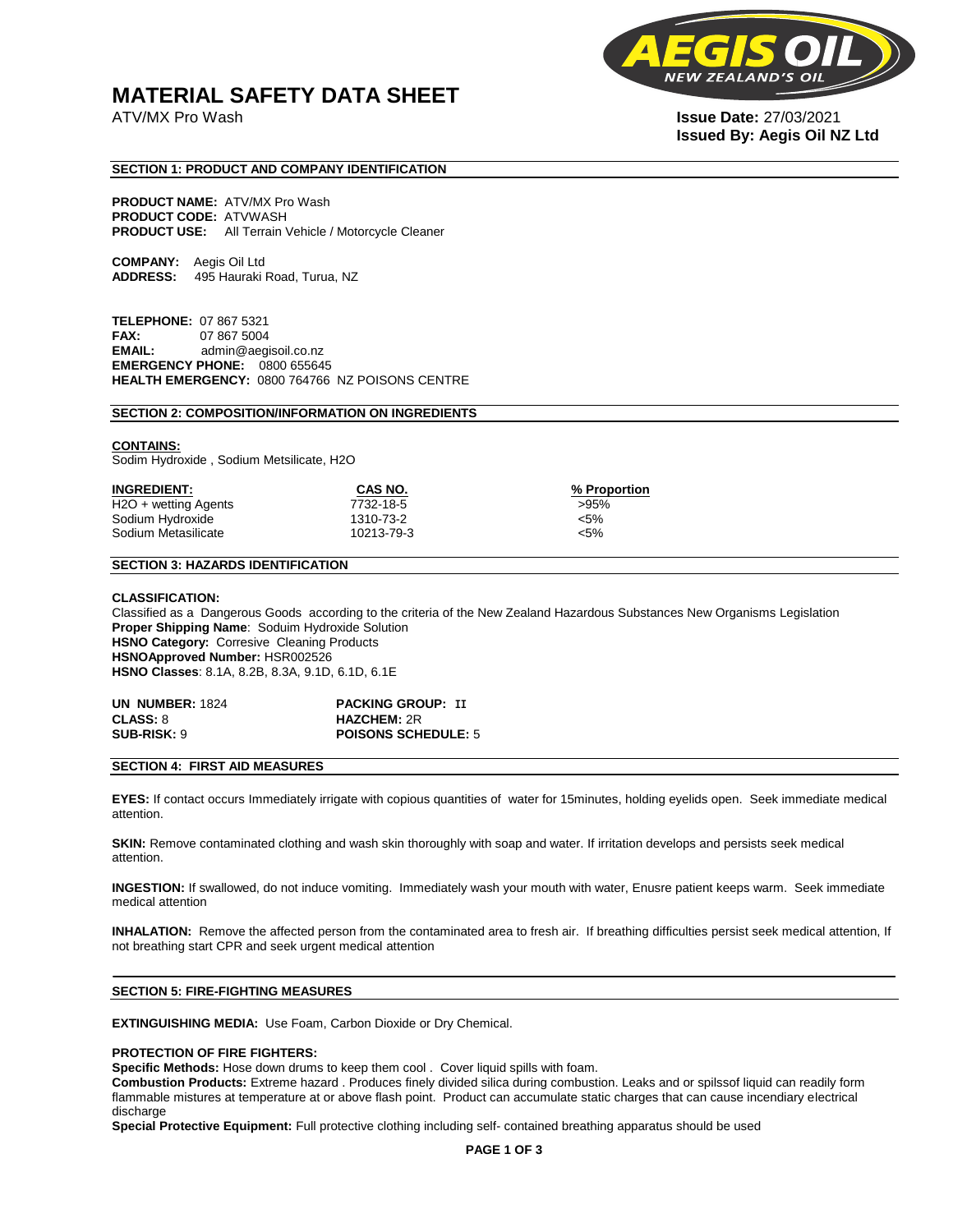# MATERIAL SAFETY DATA SHEET

ATV/MX Pro Wash

**Issue Date:** 27/03/2021
**Issued By: Aegis Oil NZ Ltd**

## SECTION 1: PRODUCT AND COMPANY IDENTIFICATION

**PRODUCT NAME:** ATV/MX Pro Wash
**PRODUCT CODE:** ATVWASH
**PRODUCT USE:** All Terrain Vehicle / Motorcycle Cleaner

**COMPANY:** Aegis Oil Ltd
**ADDRESS:** 495 Hauraki Road, Turua, NZ

**TELEPHONE:** 07 867 5321
**FAX:** 07 867 5004
**EMAIL:** admin@aegisoil.co.nz
**EMERGENCY PHONE:** 0800 655645
**HEALTH EMERGENCY:** 0800 764766 NZ POISONS CENTRE

## SECTION 2: COMPOSITION/INFORMATION ON INGREDIENTS

**CONTAINS:**
Sodim Hydroxide , Sodium Metsilicate, H2O

| INGREDIENT: | CAS NO. | % Proportion |
|---|---|---|
| H2O + wetting Agents | 7732-18-5 | >95% |
| Sodium Hydroxide | 1310-73-2 | <5% |
| Sodium Metasilicate | 10213-79-3 | <5% |

## SECTION 3: HAZARDS IDENTIFICATION

**CLASSIFICATION:**
Classified as a Dangerous Goods according to the criteria of the New Zealand Hazardous Substances New Organisms Legislation
**Proper Shipping Name**: Soduim Hydroxide Solution
**HSNO Category:** Corresive Cleaning Products
**HSNOApproved Number:** HSR002526
**HSNO Classes**: 8.1A, 8.2B, 8.3A, 9.1D, 6.1D, 6.1E

| | |
|---|---|
| **UN NUMBER:** 1824 | **PACKING GROUP: II** |
| **CLASS:** 8 | **HAZCHEM:** 2R |
| **SUB-RISK:** 9 | **POISONS SCHEDULE:** 5 |

## SECTION 4: FIRST AID MEASURES

**EYES:** If contact occurs Immediately irrigate with copious quantities of water for 15minutes, holding eyelids open. Seek immediate medical attention.

**SKIN:** Remove contaminated clothing and wash skin thoroughly with soap and water. If irritation develops and persists seek medical attention.

**INGESTION:** If swallowed, do not induce vomiting. Immediately wash your mouth with water, Enusre patient keeps warm. Seek immediate medical attention

**INHALATION:** Remove the affected person from the contaminated area to fresh air. If breathing difficulties persist seek medical attention, If not breathing start CPR and seek urgent medical attention

## SECTION 5: FIRE-FIGHTING MEASURES

**EXTINGUISHING MEDIA:** Use Foam, Carbon Dioxide or Dry Chemical.

**PROTECTION OF FIRE FIGHTERS:**
**Specific Methods:** Hose down drums to keep them cool . Cover liquid spills with foam.
**Combustion Products:** Extreme hazard . Produces finely divided silica during combustion. Leaks and or spilssof liquid can readily form flammable mistures at temperature at or above flash point. Product can accumulate static charges that can cause incendiary electrical discharge
**Special Protective Equipment:** Full protective clothing including self- contained breathing apparatus should be used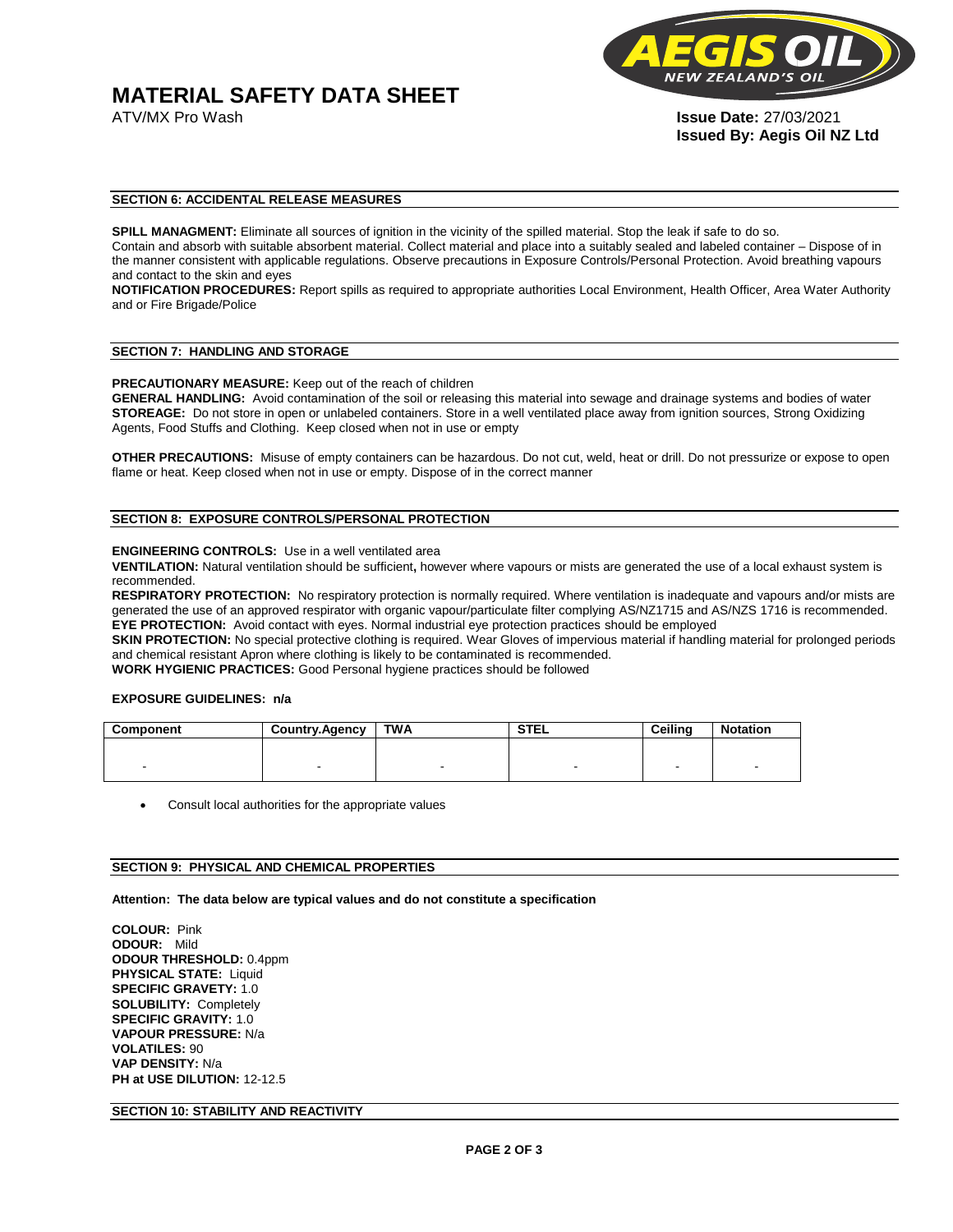# MATERIAL SAFETY DATA SHEET

ATV/MX Pro Wash

**Issue Date:** 27/03/2021
**Issued By: Aegis Oil NZ Ltd**

## SECTION 6: ACCIDENTAL RELEASE MEASURES

**SPILL MANAGMENT:** Eliminate all sources of ignition in the vicinity of the spilled material. Stop the leak if safe to do so.
Contain and absorb with suitable absorbent material. Collect material and place into a suitably sealed and labeled container – Dispose of in the manner consistent with applicable regulations. Observe precautions in Exposure Controls/Personal Protection. Avoid breathing vapours and contact to the skin and eyes
**NOTIFICATION PROCEDURES:** Report spills as required to appropriate authorities Local Environment, Health Officer, Area Water Authority and or Fire Brigade/Police

## SECTION 7: HANDLING AND STORAGE

**PRECAUTIONARY MEASURE:** Keep out of the reach of children
**GENERAL HANDLING:** Avoid contamination of the soil or releasing this material into sewage and drainage systems and bodies of water
**STOREAGE:** Do not store in open or unlabeled containers. Store in a well ventilated place away from ignition sources, Strong Oxidizing Agents, Food Stuffs and Clothing. Keep closed when not in use or empty

**OTHER PRECAUTIONS:** Misuse of empty containers can be hazardous. Do not cut, weld, heat or drill. Do not pressurize or expose to open flame or heat. Keep closed when not in use or empty. Dispose of in the correct manner

## SECTION 8: EXPOSURE CONTROLS/PERSONAL PROTECTION

**ENGINEERING CONTROLS:** Use in a well ventilated area
**VENTILATION:** Natural ventilation should be sufficient**,** however where vapours or mists are generated the use of a local exhaust system is recommended.
**RESPIRATORY PROTECTION:** No respiratory protection is normally required. Where ventilation is inadequate and vapours and/or mists are generated the use of an approved respirator with organic vapour/particulate filter complying AS/NZ1715 and AS/NZS 1716 is recommended.
**EYE PROTECTION:** Avoid contact with eyes. Normal industrial eye protection practices should be employed
**SKIN PROTECTION:** No special protective clothing is required. Wear Gloves of impervious material if handling material for prolonged periods and chemical resistant Apron where clothing is likely to be contaminated is recommended.
**WORK HYGIENIC PRACTICES:** Good Personal hygiene practices should be followed

**EXPOSURE GUIDELINES: n/a**

| Component | Country.Agency | TWA | STEL | Ceiling | Notation |
|---|---|---|---|---|---|
| - | - | - | - | - | - |

- Consult local authorities for the appropriate values

## SECTION 9: PHYSICAL AND CHEMICAL PROPERTIES

**Attention: The data below are typical values and do not constitute a specification**

**COLOUR:** Pink
**ODOUR:** Mild
**ODOUR THRESHOLD:** 0.4ppm
**PHYSICAL STATE:** Liquid
**SPECIFIC GRAVETY:** 1.0
**SOLUBILITY:** Completely
**SPECIFIC GRAVITY:** 1.0
**VAPOUR PRESSURE:** N/a
**VOLATILES:** 90
**VAP DENSITY:** N/a
**PH at USE DILUTION:** 12-12.5

## SECTION 10: STABILITY AND REACTIVITY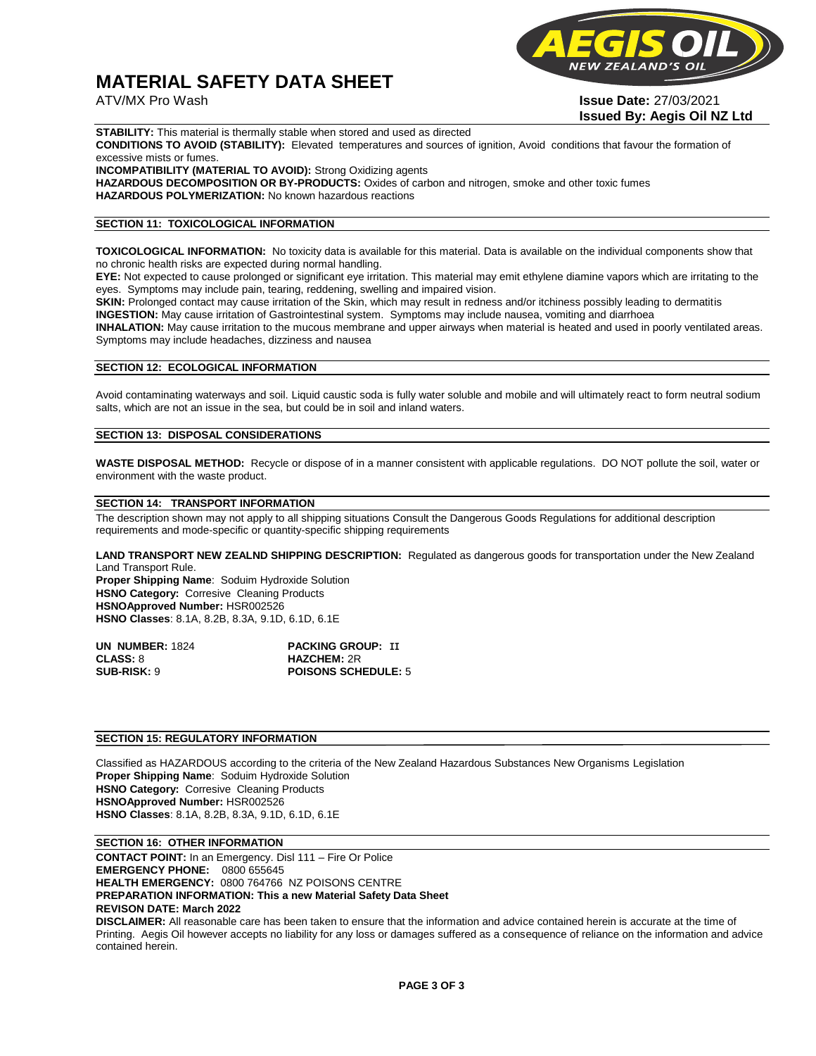# MATERIAL SAFETY DATA SHEET

ATV/MX Pro Wash

**Issue Date:** 27/03/2021
**Issued By: Aegis Oil NZ Ltd**

**STABILITY:** This material is thermally stable when stored and used as directed
**CONDITIONS TO AVOID (STABILITY):** Elevated temperatures and sources of ignition, Avoid conditions that favour the formation of excessive mists or fumes.
**INCOMPATIBILITY (MATERIAL TO AVOID):** Strong Oxidizing agents
**HAZARDOUS DECOMPOSITION OR BY-PRODUCTS:** Oxides of carbon and nitrogen, smoke and other toxic fumes
**HAZARDOUS POLYMERIZATION:** No known hazardous reactions

## SECTION 11: TOXICOLOGICAL INFORMATION

**TOXICOLOGICAL INFORMATION:** No toxicity data is available for this material. Data is available on the individual components show that no chronic health risks are expected during normal handling.
**EYE:** Not expected to cause prolonged or significant eye irritation. This material may emit ethylene diamine vapors which are irritating to the eyes. Symptoms may include pain, tearing, reddening, swelling and impaired vision.
**SKIN:** Prolonged contact may cause irritation of the Skin, which may result in redness and/or itchiness possibly leading to dermatitis
**INGESTION:** May cause irritation of Gastrointestinal system. Symptoms may include nausea, vomiting and diarrhoea
**INHALATION:** May cause irritation to the mucous membrane and upper airways when material is heated and used in poorly ventilated areas. Symptoms may include headaches, dizziness and nausea

## SECTION 12: ECOLOGICAL INFORMATION

Avoid contaminating waterways and soil. Liquid caustic soda is fully water soluble and mobile and will ultimately react to form neutral sodium salts, which are not an issue in the sea, but could be in soil and inland waters.

## SECTION 13: DISPOSAL CONSIDERATIONS

**WASTE DISPOSAL METHOD:** Recycle or dispose of in a manner consistent with applicable regulations. DO NOT pollute the soil, water or environment with the waste product.

## SECTION 14: TRANSPORT INFORMATION

The description shown may not apply to all shipping situations Consult the Dangerous Goods Regulations for additional description requirements and mode-specific or quantity-specific shipping requirements

**LAND TRANSPORT NEW ZEALND SHIPPING DESCRIPTION:** Regulated as dangerous goods for transportation under the New Zealand Land Transport Rule.
**Proper Shipping Name**: Soduim Hydroxide Solution
**HSNO Category:** Corresive Cleaning Products
**HSNOApproved Number:** HSR002526
**HSNO Classes**: 8.1A, 8.2B, 8.3A, 9.1D, 6.1D, 6.1E

**UN NUMBER:** 1824
**CLASS:** 8
**SUB-RISK:** 9
**PACKING GROUP:** II
**HAZCHEM:** 2R
**POISONS SCHEDULE:** 5

## SECTION 15: REGULATORY INFORMATION

Classified as HAZARDOUS according to the criteria of the New Zealand Hazardous Substances New Organisms Legislation
**Proper Shipping Name**: Soduim Hydroxide Solution
**HSNO Category:** Corresive Cleaning Products
**HSNOApproved Number:** HSR002526
**HSNO Classes**: 8.1A, 8.2B, 8.3A, 9.1D, 6.1D, 6.1E

## SECTION 16: OTHER INFORMATION

**CONTACT POINT:** In an Emergency. Disl 111 – Fire Or Police
**EMERGENCY PHONE:** 0800 655645
**HEALTH EMERGENCY:** 0800 764766 NZ POISONS CENTRE
**PREPARATION INFORMATION: This a new Material Safety Data Sheet**
**REVISON DATE: March 2022**
**DISCLAIMER:** All reasonable care has been taken to ensure that the information and advice contained herein is accurate at the time of Printing. Aegis Oil however accepts no liability for any loss or damages suffered as a consequence of reliance on the information and advice contained herein.